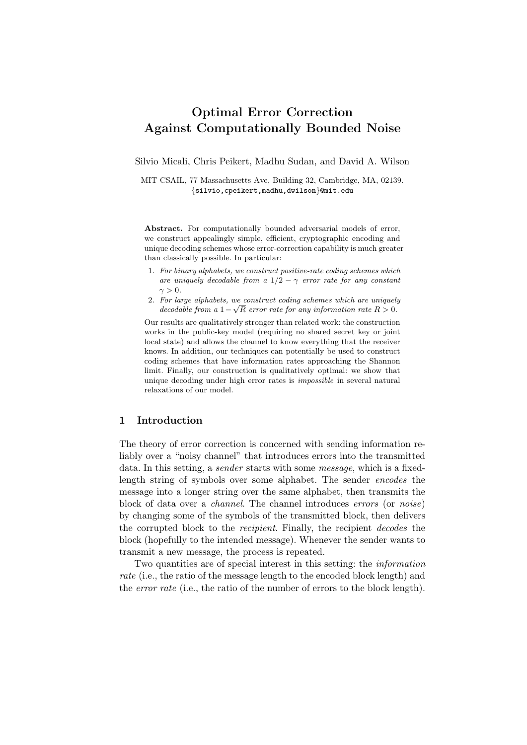# Optimal Error Correction Against Computationally Bounded Noise

Silvio Micali, Chris Peikert, Madhu Sudan, and David A. Wilson

MIT CSAIL, 77 Massachusetts Ave, Building 32, Cambridge, MA, 02139.
{silvio,cpeikert,madhu,dwilson}@mit.edu

**Abstract.** For computationally bounded adversarial models of error, we construct appealingly simple, efficient, cryptographic encoding and unique decoding schemes whose error-correction capability is much greater than classically possible. In particular:

1. *For binary alphabets, we construct positive-rate coding schemes which are uniquely decodable from a $1/2 - \gamma$ error rate for any constant $\gamma > 0$.*
2. *For large alphabets, we construct coding schemes which are uniquely decodable from a $1 - \sqrt{R}$ error rate for any information rate $R > 0$.*

Our results are qualitatively stronger than related work: the construction works in the public-key model (requiring no shared secret key or joint local state) and allows the channel to know everything that the receiver knows. In addition, our techniques can potentially be used to construct coding schemes that have information rates approaching the Shannon limit. Finally, our construction is qualitatively optimal: we show that unique decoding under high error rates is *impossible* in several natural relaxations of our model.

## 1 Introduction

The theory of error correction is concerned with sending information reliably over a "noisy channel" that introduces errors into the transmitted data. In this setting, a *sender* starts with some *message*, which is a fixed-length string of symbols over some alphabet. The sender *encodes* the message into a longer string over the same alphabet, then transmits the block of data over a *channel*. The channel introduces *errors* (or *noise*) by changing some of the symbols of the transmitted block, then delivers the corrupted block to the *recipient*. Finally, the recipient *decodes* the block (hopefully to the intended message). Whenever the sender wants to transmit a new message, the process is repeated.

Two quantities are of special interest in this setting: the *information rate* (i.e., the ratio of the message length to the encoded block length) and the *error rate* (i.e., the ratio of the number of errors to the block length).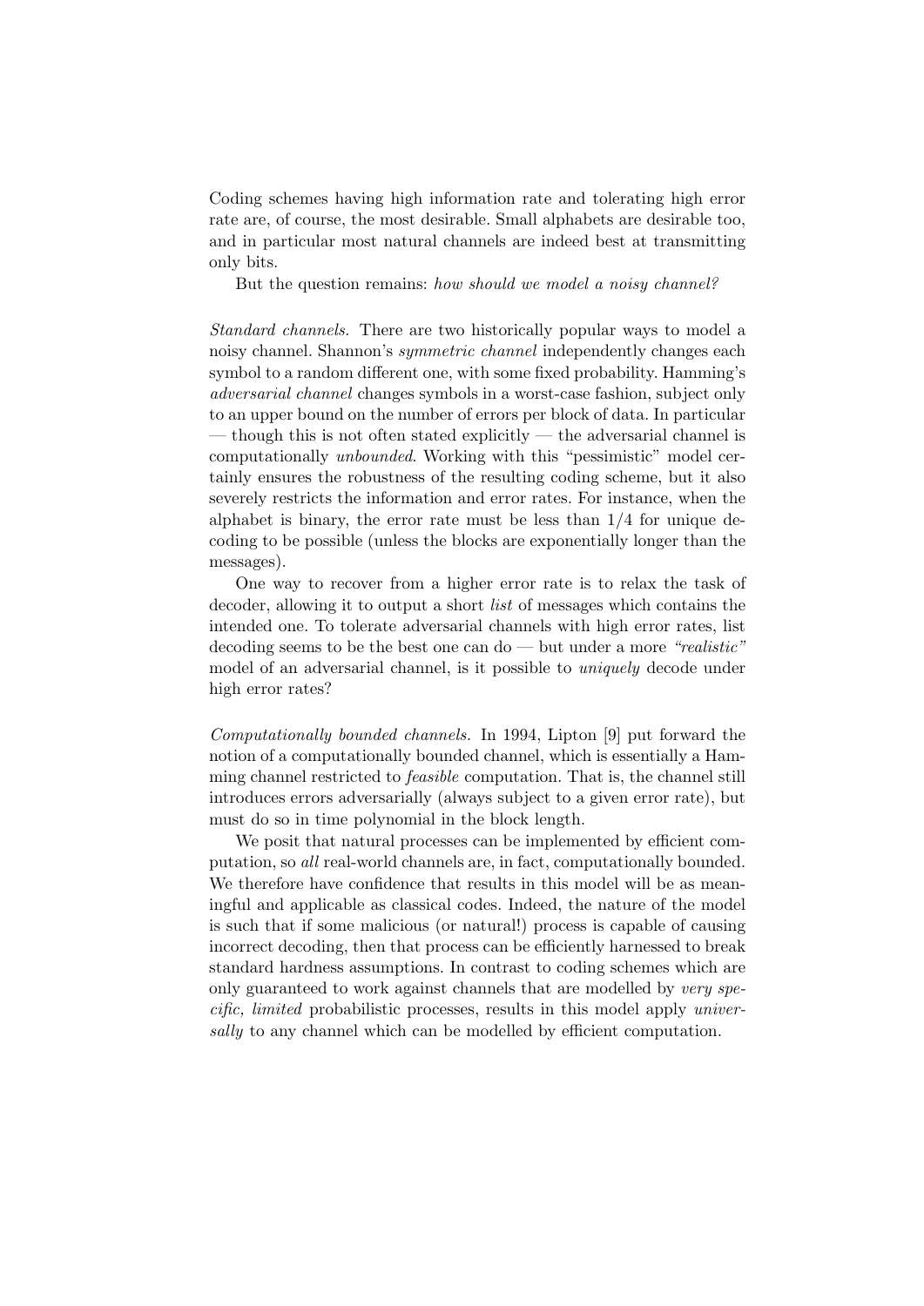Coding schemes having high information rate and tolerating high error rate are, of course, the most desirable. Small alphabets are desirable too, and in particular most natural channels are indeed best at transmitting only bits.

But the question remains: *how should we model a noisy channel?*

*Standard channels.* There are two historically popular ways to model a noisy channel. Shannon's *symmetric channel* independently changes each symbol to a random different one, with some fixed probability. Hamming's *adversarial channel* changes symbols in a worst-case fashion, subject only to an upper bound on the number of errors per block of data. In particular — though this is not often stated explicitly — the adversarial channel is computationally *unbounded*. Working with this "pessimistic" model certainly ensures the robustness of the resulting coding scheme, but it also severely restricts the information and error rates. For instance, when the alphabet is binary, the error rate must be less than $1/4$ for unique decoding to be possible (unless the blocks are exponentially longer than the messages).

One way to recover from a higher error rate is to relax the task of decoder, allowing it to output a short *list* of messages which contains the intended one. To tolerate adversarial channels with high error rates, list decoding seems to be the best one can do — but under a more *"realistic"* model of an adversarial channel, is it possible to *uniquely* decode under high error rates?

*Computationally bounded channels.* In 1994, Lipton [9] put forward the notion of a computationally bounded channel, which is essentially a Hamming channel restricted to *feasible* computation. That is, the channel still introduces errors adversarially (always subject to a given error rate), but must do so in time polynomial in the block length.

We posit that natural processes can be implemented by efficient computation, so *all* real-world channels are, in fact, computationally bounded. We therefore have confidence that results in this model will be as meaningful and applicable as classical codes. Indeed, the nature of the model is such that if some malicious (or natural!) process is capable of causing incorrect decoding, then that process can be efficiently harnessed to break standard hardness assumptions. In contrast to coding schemes which are only guaranteed to work against channels that are modelled by *very specific, limited* probabilistic processes, results in this model apply *universally* to any channel which can be modelled by efficient computation.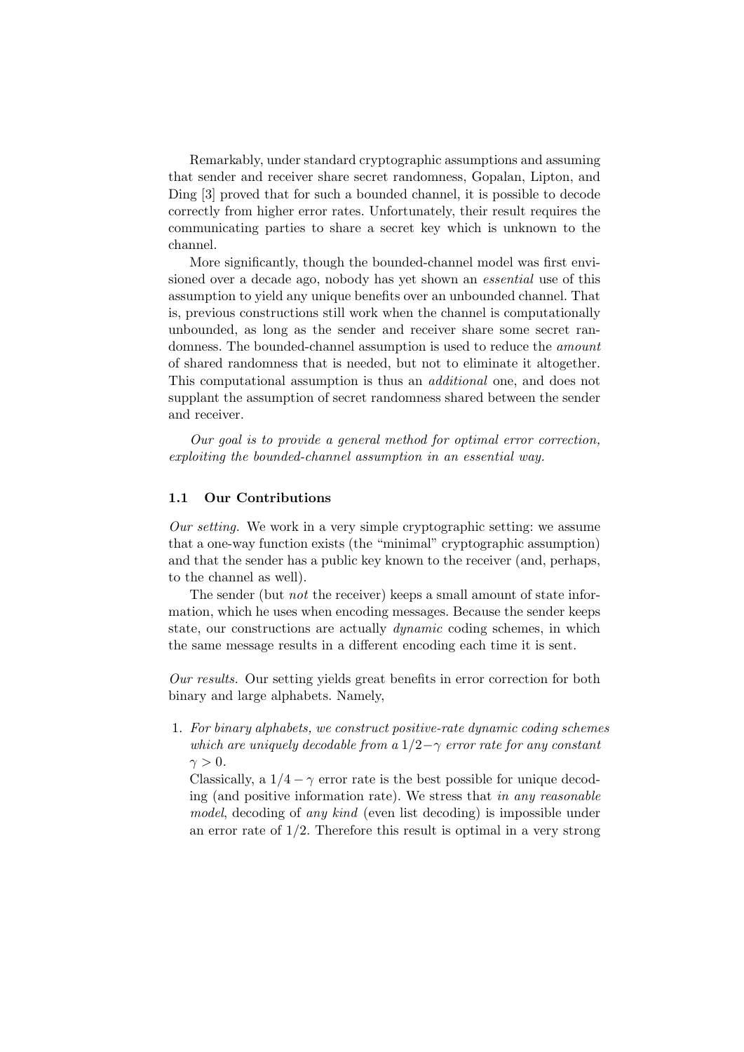Remarkably, under standard cryptographic assumptions and assuming that sender and receiver share secret randomness, Gopalan, Lipton, and Ding [3] proved that for such a bounded channel, it is possible to decode correctly from higher error rates. Unfortunately, their result requires the communicating parties to share a secret key which is unknown to the channel.

More significantly, though the bounded-channel model was first envisioned over a decade ago, nobody has yet shown an *essential* use of this assumption to yield any unique benefits over an unbounded channel. That is, previous constructions still work when the channel is computationally unbounded, as long as the sender and receiver share some secret randomness. The bounded-channel assumption is used to reduce the *amount* of shared randomness that is needed, but not to eliminate it altogether. This computational assumption is thus an *additional* one, and does not supplant the assumption of secret randomness shared between the sender and receiver.

*Our goal is to provide a general method for optimal error correction, exploiting the bounded-channel assumption in an essential way.*

### 1.1 Our Contributions

*Our setting.* We work in a very simple cryptographic setting: we assume that a one-way function exists (the "minimal" cryptographic assumption) and that the sender has a public key known to the receiver (and, perhaps, to the channel as well).

The sender (but *not* the receiver) keeps a small amount of state information, which he uses when encoding messages. Because the sender keeps state, our constructions are actually *dynamic* coding schemes, in which the same message results in a different encoding each time it is sent.

*Our results.* Our setting yields great benefits in error correction for both binary and large alphabets. Namely,

1. *For binary alphabets, we construct positive-rate dynamic coding schemes which are uniquely decodable from a $1/2-\gamma$ error rate for any constant $\gamma > 0$.*

   Classically, a $1/4-\gamma$ error rate is the best possible for unique decoding (and positive information rate). We stress that *in any reasonable model*, decoding of *any kind* (even list decoding) is impossible under an error rate of $1/2$. Therefore this result is optimal in a very strong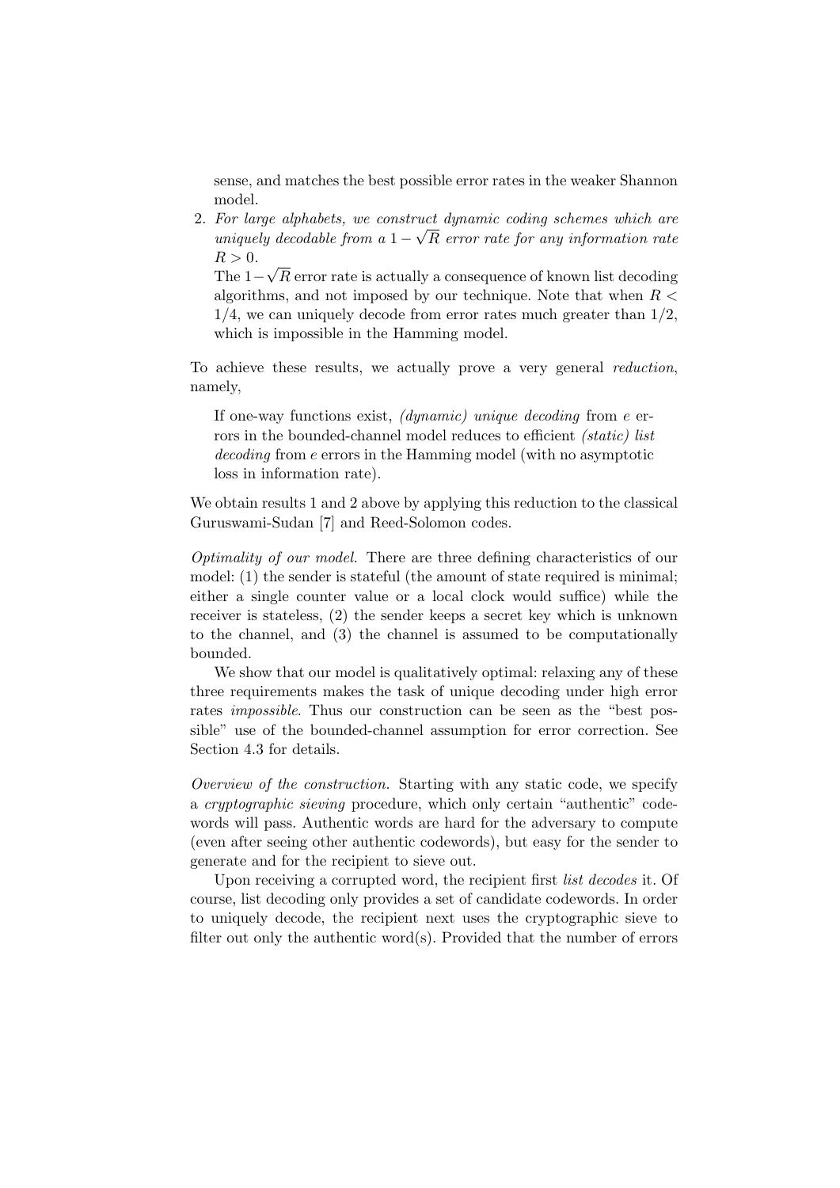sense, and matches the best possible error rates in the weaker Shannon model.

2. *For large alphabets, we construct dynamic coding schemes which are uniquely decodable from a $1-\sqrt{R}$ error rate for any information rate $R > 0$.*
   The $1-\sqrt{R}$ error rate is actually a consequence of known list decoding algorithms, and not imposed by our technique. Note that when $R < 1/4$, we can uniquely decode from error rates much greater than $1/2$, which is impossible in the Hamming model.

To achieve these results, we actually prove a very general *reduction*, namely,

> If one-way functions exist, *(dynamic) unique decoding* from $e$ errors in the bounded-channel model reduces to efficient *(static) list decoding* from $e$ errors in the Hamming model (with no asymptotic loss in information rate).

We obtain results 1 and 2 above by applying this reduction to the classical Guruswami-Sudan [7] and Reed-Solomon codes.

*Optimality of our model.* There are three defining characteristics of our model: (1) the sender is stateful (the amount of state required is minimal; either a single counter value or a local clock would suffice) while the receiver is stateless, (2) the sender keeps a secret key which is unknown to the channel, and (3) the channel is assumed to be computationally bounded.

We show that our model is qualitatively optimal: relaxing any of these three requirements makes the task of unique decoding under high error rates *impossible*. Thus our construction can be seen as the "best possible" use of the bounded-channel assumption for error correction. See Section 4.3 for details.

*Overview of the construction.* Starting with any static code, we specify a *cryptographic sieving* procedure, which only certain "authentic" codewords will pass. Authentic words are hard for the adversary to compute (even after seeing other authentic codewords), but easy for the sender to generate and for the recipient to sieve out.

Upon receiving a corrupted word, the recipient first *list decodes* it. Of course, list decoding only provides a set of candidate codewords. In order to uniquely decode, the recipient next uses the cryptographic sieve to filter out only the authentic word(s). Provided that the number of errors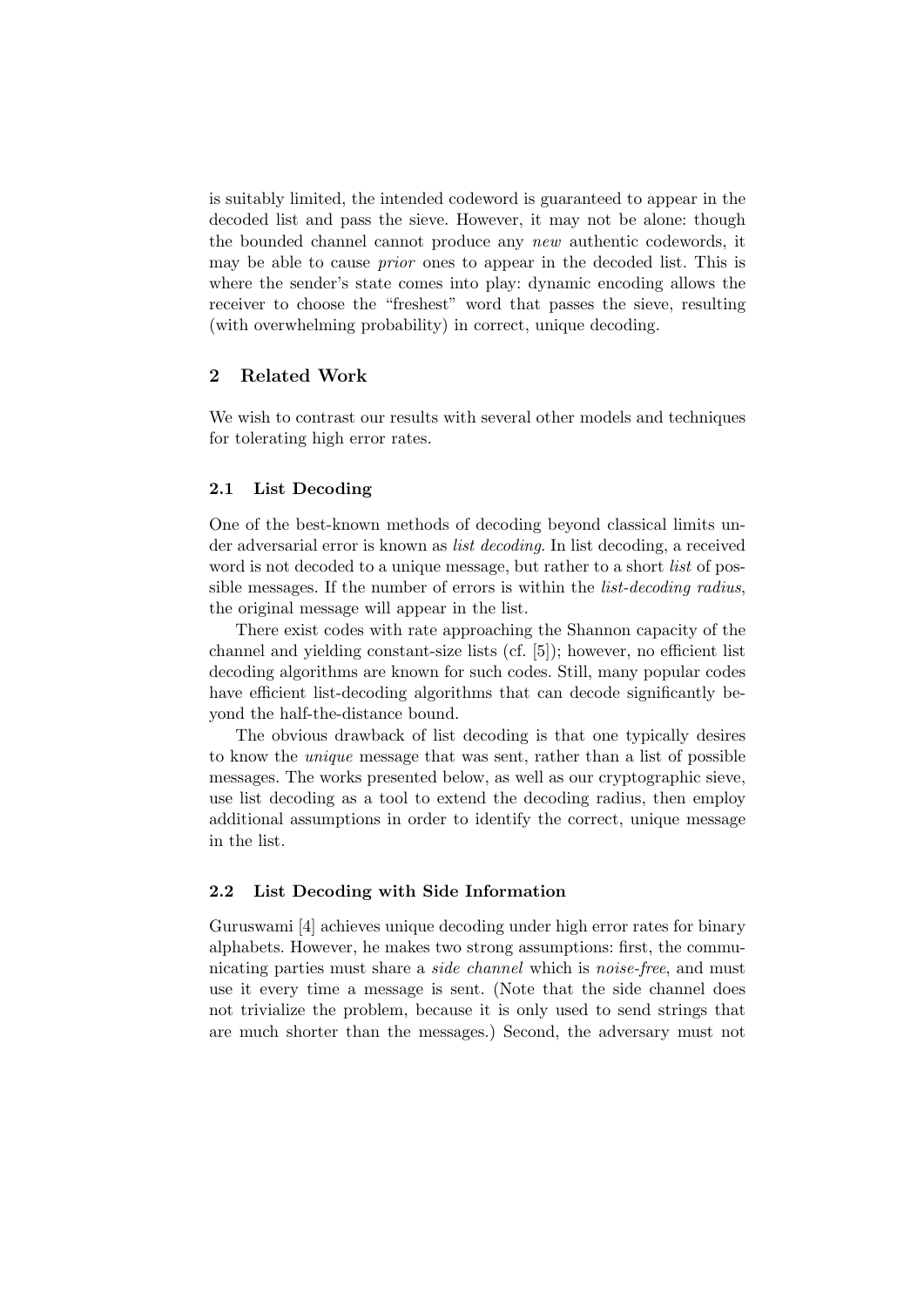is suitably limited, the intended codeword is guaranteed to appear in the decoded list and pass the sieve. However, it may not be alone: though the bounded channel cannot produce any *new* authentic codewords, it may be able to cause *prior* ones to appear in the decoded list. This is where the sender's state comes into play: dynamic encoding allows the receiver to choose the "freshest" word that passes the sieve, resulting (with overwhelming probability) in correct, unique decoding.

## 2 Related Work

We wish to contrast our results with several other models and techniques for tolerating high error rates.

### 2.1 List Decoding

One of the best-known methods of decoding beyond classical limits under adversarial error is known as *list decoding*. In list decoding, a received word is not decoded to a unique message, but rather to a short *list* of possible messages. If the number of errors is within the *list-decoding radius*, the original message will appear in the list.

There exist codes with rate approaching the Shannon capacity of the channel and yielding constant-size lists (cf. [5]); however, no efficient list decoding algorithms are known for such codes. Still, many popular codes have efficient list-decoding algorithms that can decode significantly beyond the half-the-distance bound.

The obvious drawback of list decoding is that one typically desires to know the *unique* message that was sent, rather than a list of possible messages. The works presented below, as well as our cryptographic sieve, use list decoding as a tool to extend the decoding radius, then employ additional assumptions in order to identify the correct, unique message in the list.

### 2.2 List Decoding with Side Information

Guruswami [4] achieves unique decoding under high error rates for binary alphabets. However, he makes two strong assumptions: first, the communicating parties must share a *side channel* which is *noise-free*, and must use it every time a message is sent. (Note that the side channel does not trivialize the problem, because it is only used to send strings that are much shorter than the messages.) Second, the adversary must not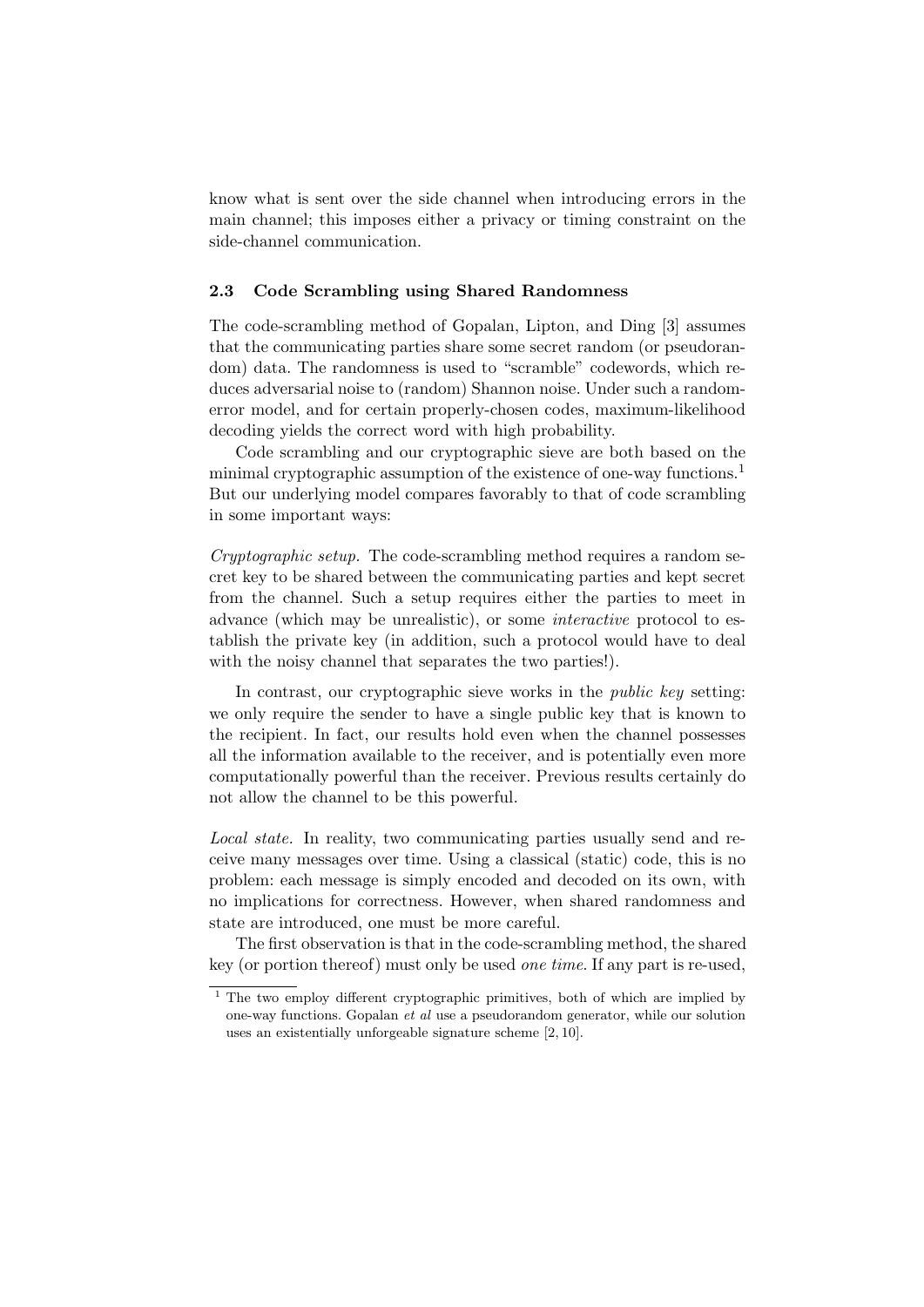know what is sent over the side channel when introducing errors in the main channel; this imposes either a privacy or timing constraint on the side-channel communication.

### 2.3 Code Scrambling using Shared Randomness

The code-scrambling method of Gopalan, Lipton, and Ding [3] assumes that the communicating parties share some secret random (or pseudorandom) data. The randomness is used to "scramble" codewords, which reduces adversarial noise to (random) Shannon noise. Under such a random-error model, and for certain properly-chosen codes, maximum-likelihood decoding yields the correct word with high probability.

Code scrambling and our cryptographic sieve are both based on the minimal cryptographic assumption of the existence of one-way functions.[1] But our underlying model compares favorably to that of code scrambling in some important ways:

*Cryptographic setup.* The code-scrambling method requires a random secret key to be shared between the communicating parties and kept secret from the channel. Such a setup requires either the parties to meet in advance (which may be unrealistic), or some *interactive* protocol to establish the private key (in addition, such a protocol would have to deal with the noisy channel that separates the two parties!).

In contrast, our cryptographic sieve works in the *public key* setting: we only require the sender to have a single public key that is known to the recipient. In fact, our results hold even when the channel possesses all the information available to the receiver, and is potentially even more computationally powerful than the receiver. Previous results certainly do not allow the channel to be this powerful.

*Local state.* In reality, two communicating parties usually send and receive many messages over time. Using a classical (static) code, this is no problem: each message is simply encoded and decoded on its own, with no implications for correctness. However, when shared randomness and state are introduced, one must be more careful.

The first observation is that in the code-scrambling method, the shared key (or portion thereof) must only be used *one time*. If any part is re-used,

[1] The two employ different cryptographic primitives, both of which are implied by one-way functions. Gopalan *et al* use a pseudorandom generator, while our solution uses an existentially unforgeable signature scheme [2, 10].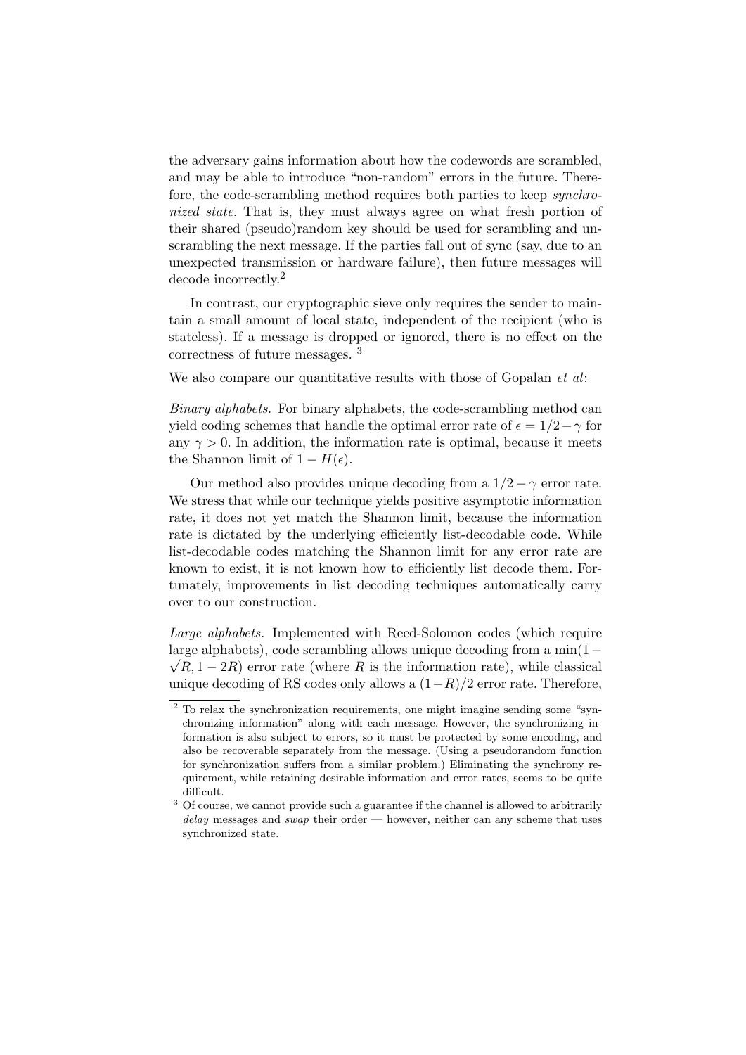the adversary gains information about how the codewords are scrambled, and may be able to introduce "non-random" errors in the future. Therefore, the code-scrambling method requires both parties to keep *synchronized state*. That is, they must always agree on what fresh portion of their shared (pseudo)random key should be used for scrambling and unscrambling the next message. If the parties fall out of sync (say, due to an unexpected transmission or hardware failure), then future messages will decode incorrectly.[2]

In contrast, our cryptographic sieve only requires the sender to maintain a small amount of local state, independent of the recipient (who is stateless). If a message is dropped or ignored, there is no effect on the correctness of future messages. [3]

We also compare our quantitative results with those of Gopalan *et al*:

*Binary alphabets.* For binary alphabets, the code-scrambling method can yield coding schemes that handle the optimal error rate of $\epsilon = 1/2 - \gamma$ for any $\gamma > 0$. In addition, the information rate is optimal, because it meets the Shannon limit of $1 - H(\epsilon)$.

Our method also provides unique decoding from a $1/2 - \gamma$ error rate. We stress that while our technique yields positive asymptotic information rate, it does not yet match the Shannon limit, because the information rate is dictated by the underlying efficiently list-decodable code. While list-decodable codes matching the Shannon limit for any error rate are known to exist, it is not known how to efficiently list decode them. Fortunately, improvements in list decoding techniques automatically carry over to our construction.

*Large alphabets.* Implemented with Reed-Solomon codes (which require large alphabets), code scrambling allows unique decoding from a $\min(1 - \sqrt{R}, 1 - 2R)$ error rate (where $R$ is the information rate), while classical unique decoding of RS codes only allows a $(1-R)/2$ error rate. Therefore,

---

[2] To relax the synchronization requirements, one might imagine sending some "synchronizing information" along with each message. However, the synchronizing information is also subject to errors, so it must be protected by some encoding, and also be recoverable separately from the message. (Using a pseudorandom function for synchronization suffers from a similar problem.) Eliminating the synchrony requirement, while retaining desirable information and error rates, seems to be quite difficult.

[3] Of course, we cannot provide such a guarantee if the channel is allowed to arbitrarily *delay* messages and *swap* their order — however, neither can any scheme that uses synchronized state.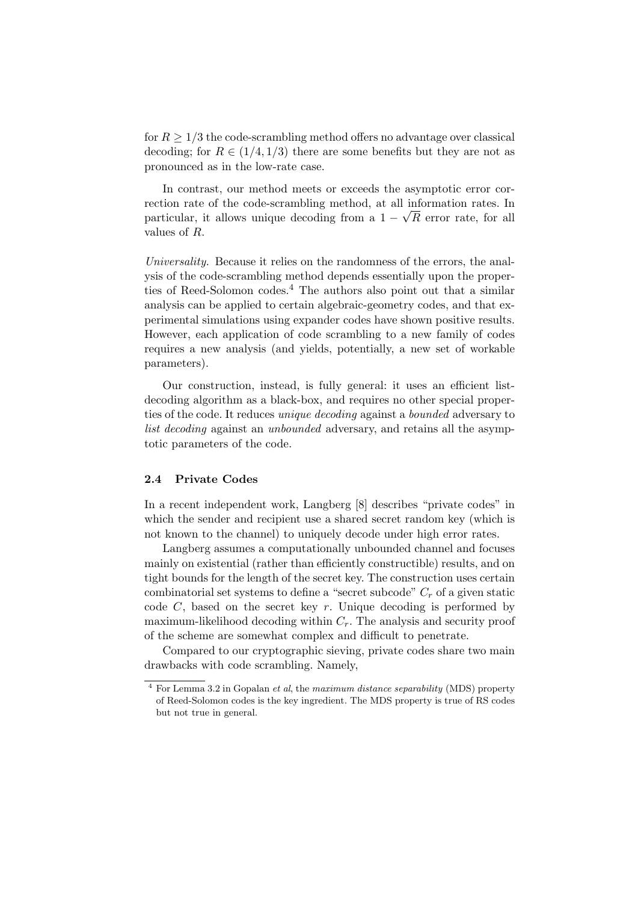for $R \geq 1/3$ the code-scrambling method offers no advantage over classical decoding; for $R \in (1/4, 1/3)$ there are some benefits but they are not as pronounced as in the low-rate case.

In contrast, our method meets or exceeds the asymptotic error correction rate of the code-scrambling method, at all information rates. In particular, it allows unique decoding from a $1 - \sqrt{R}$ error rate, for all values of $R$.

*Universality.* Because it relies on the randomness of the errors, the analysis of the code-scrambling method depends essentially upon the properties of Reed-Solomon codes.[4] The authors also point out that a similar analysis can be applied to certain algebraic-geometry codes, and that experimental simulations using expander codes have shown positive results. However, each application of code scrambling to a new family of codes requires a new analysis (and yields, potentially, a new set of workable parameters).

Our construction, instead, is fully general: it uses an efficient list-decoding algorithm as a black-box, and requires no other special properties of the code. It reduces *unique decoding* against a *bounded* adversary to *list decoding* against an *unbounded* adversary, and retains all the asymptotic parameters of the code.

### 2.4 Private Codes

In a recent independent work, Langberg [8] describes "private codes" in which the sender and recipient use a shared secret random key (which is not known to the channel) to uniquely decode under high error rates.

Langberg assumes a computationally unbounded channel and focuses mainly on existential (rather than efficiently constructible) results, and on tight bounds for the length of the secret key. The construction uses certain combinatorial set systems to define a "secret subcode" $C_r$ of a given static code $C$, based on the secret key $r$. Unique decoding is performed by maximum-likelihood decoding within $C_r$. The analysis and security proof of the scheme are somewhat complex and difficult to penetrate.

Compared to our cryptographic sieving, private codes share two main drawbacks with code scrambling. Namely,

[4] For Lemma 3.2 in Gopalan *et al*, the *maximum distance separability* (MDS) property of Reed-Solomon codes is the key ingredient. The MDS property is true of RS codes but not true in general.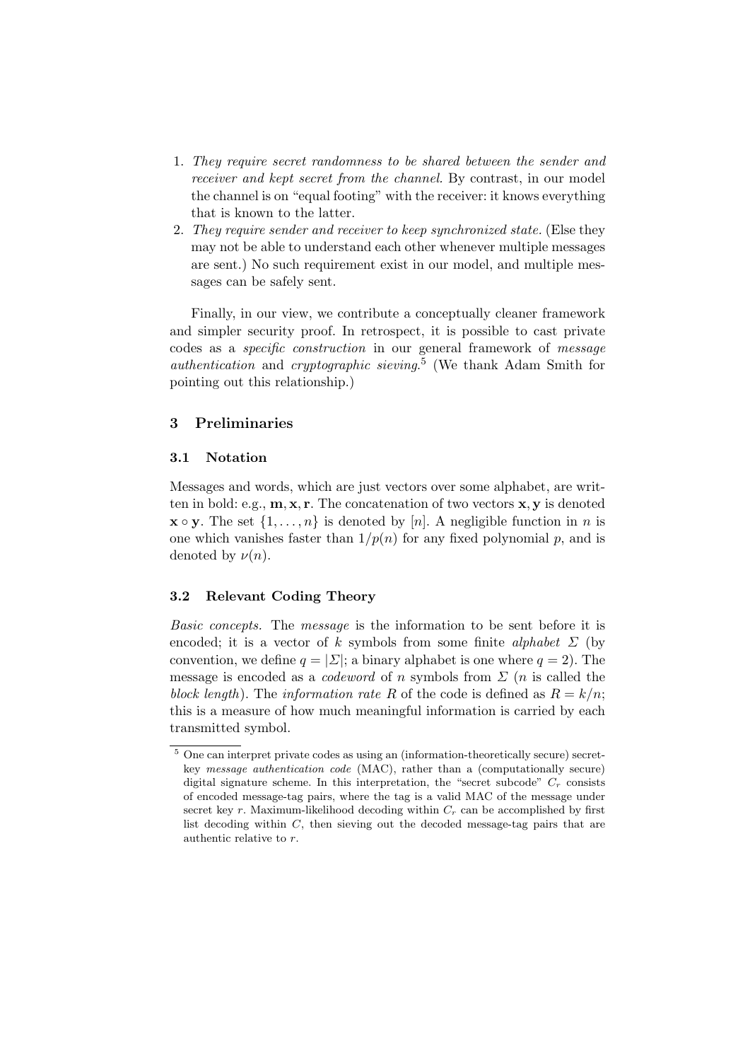1. *They require secret randomness to be shared between the sender and receiver and kept secret from the channel.* By contrast, in our model the channel is on "equal footing" with the receiver: it knows everything that is known to the latter.
2. *They require sender and receiver to keep synchronized state.* (Else they may not be able to understand each other whenever multiple messages are sent.) No such requirement exist in our model, and multiple messages can be safely sent.

Finally, in our view, we contribute a conceptually cleaner framework and simpler security proof. In retrospect, it is possible to cast private codes as a *specific construction* in our general framework of *message authentication* and *cryptographic sieving*.[5] (We thank Adam Smith for pointing out this relationship.)

## 3 Preliminaries

### 3.1 Notation

Messages and words, which are just vectors over some alphabet, are written in bold: e.g., $\mathbf{m}, \mathbf{x}, \mathbf{r}$. The concatenation of two vectors $\mathbf{x}, \mathbf{y}$ is denoted $\mathbf{x} \circ \mathbf{y}$. The set $\{1, \ldots, n\}$ is denoted by $[n]$. A negligible function in $n$ is one which vanishes faster than $1/p(n)$ for any fixed polynomial $p$, and is denoted by $\nu(n)$.

### 3.2 Relevant Coding Theory

*Basic concepts.* The *message* is the information to be sent before it is encoded; it is a vector of $k$ symbols from some finite *alphabet* $\Sigma$ (by convention, we define $q = |\Sigma|$; a binary alphabet is one where $q = 2$). The message is encoded as a *codeword* of $n$ symbols from $\Sigma$ ($n$ is called the *block length*). The *information rate* $R$ of the code is defined as $R = k/n$; this is a measure of how much meaningful information is carried by each transmitted symbol.

[5] One can interpret private codes as using an (information-theoretically secure) secret-key *message authentication code* (MAC), rather than a (computationally secure) digital signature scheme. In this interpretation, the "secret subcode" $C_r$ consists of encoded message-tag pairs, where the tag is a valid MAC of the message under secret key $r$. Maximum-likelihood decoding within $C_r$ can be accomplished by first list decoding within $C$, then sieving out the decoded message-tag pairs that are authentic relative to $r$.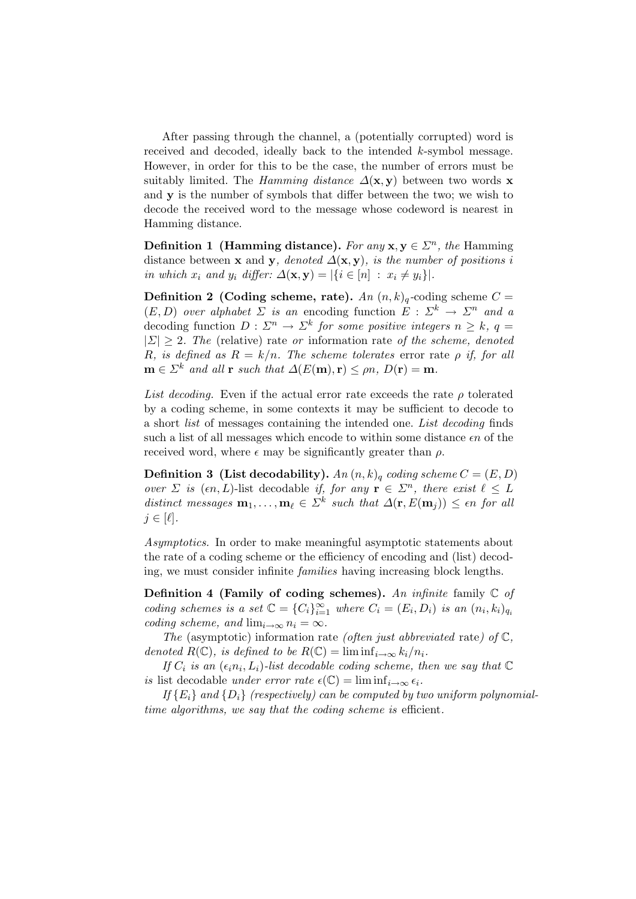After passing through the channel, a (potentially corrupted) word is received and decoded, ideally back to the intended $k$-symbol message. However, in order for this to be the case, the number of errors must be suitably limited. The *Hamming distance* $\Delta(\mathbf{x}, \mathbf{y})$ between two words $\mathbf{x}$ and $\mathbf{y}$ is the number of symbols that differ between the two; we wish to decode the received word to the message whose codeword is nearest in Hamming distance.

**Definition 1 (Hamming distance).** *For any* $\mathbf{x}, \mathbf{y} \in \Sigma^n$, *the* Hamming distance between $\mathbf{x}$ and $\mathbf{y}$, *denoted* $\Delta(\mathbf{x}, \mathbf{y})$, *is the number of positions* $i$ *in which* $x_i$ *and* $y_i$ *differ:* $\Delta(\mathbf{x}, \mathbf{y}) = |\{i \in [n] \;:\; x_i \neq y_i\}|$.

**Definition 2 (Coding scheme, rate).** *An* $(n, k)_q$-coding scheme $C = (E, D)$ *over alphabet* $\Sigma$ *is an* encoding function $E : \Sigma^k \to \Sigma^n$ *and a* decoding function $D : \Sigma^n \to \Sigma^k$ *for some positive integers* $n \geq k$, $q = |\Sigma| \geq 2$. *The* (relative) rate *or* information rate *of the scheme, denoted* $R$, *is defined as* $R = k/n$. *The scheme tolerates* error rate $\rho$ *if, for all* $\mathbf{m} \in \Sigma^k$ *and all* $\mathbf{r}$ *such that* $\Delta(E(\mathbf{m}), \mathbf{r}) \leq \rho n$, $D(\mathbf{r}) = \mathbf{m}$.

*List decoding.* Even if the actual error rate exceeds the rate $\rho$ tolerated by a coding scheme, in some contexts it may be sufficient to decode to a short *list* of messages containing the intended one. *List decoding* finds such a list of all messages which encode to within some distance $\epsilon n$ of the received word, where $\epsilon$ may be significantly greater than $\rho$.

**Definition 3 (List decodability).** *An* $(n, k)_q$ *coding scheme* $C = (E, D)$ *over* $\Sigma$ *is* $(\epsilon n, L)$-list decodable *if, for any* $\mathbf{r} \in \Sigma^n$, *there exist* $\ell \leq L$ *distinct messages* $\mathbf{m}_1, \ldots, \mathbf{m}_\ell \in \Sigma^k$ *such that* $\Delta(\mathbf{r}, E(\mathbf{m}_j)) \leq \epsilon n$ *for all* $j \in [\ell]$.

*Asymptotics.* In order to make meaningful asymptotic statements about the rate of a coding scheme or the efficiency of encoding and (list) decoding, we must consider infinite *families* having increasing block lengths.

**Definition 4 (Family of coding schemes).** *An* infinite family $\mathbb{C}$ *of coding schemes is a set* $\mathbb{C} = \{C_i\}_{i=1}^{\infty}$ *where* $C_i = (E_i, D_i)$ *is an* $(n_i, k_i)_{q_i}$ *coding scheme, and* $\lim_{i \to \infty} n_i = \infty$.

*The* (asymptotic) information rate *(often just abbreviated* rate*) of* $\mathbb{C}$, *denoted* $R(\mathbb{C})$, *is defined to be* $R(\mathbb{C}) = \liminf_{i \to \infty} k_i/n_i$.

*If* $C_i$ *is an* $(\epsilon_i n_i, L_i)$*-list decodable coding scheme, then we say that* $\mathbb{C}$ *is* list decodable *under error rate* $\epsilon(\mathbb{C}) = \liminf_{i \to \infty} \epsilon_i$.

*If* $\{E_i\}$ *and* $\{D_i\}$ *(respectively) can be computed by two uniform polynomial-time algorithms, we say that the coding scheme is* efficient.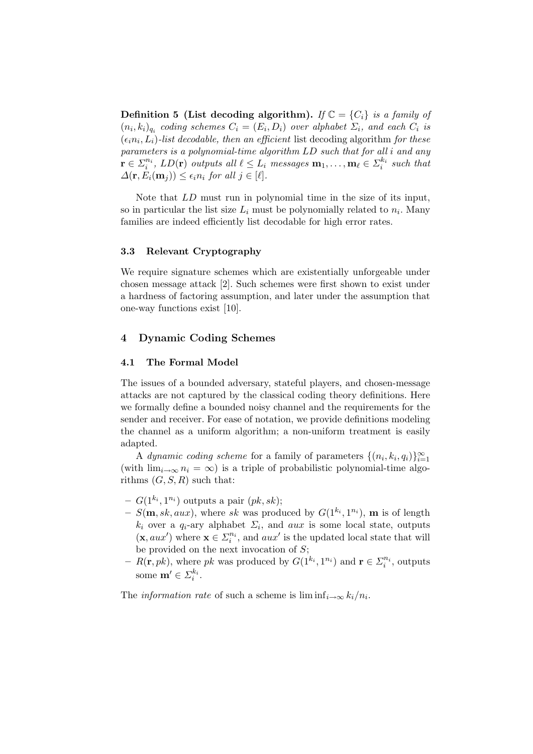**Definition 5 (List decoding algorithm).** *If $\mathbb{C} = \{C_i\}$ is a family of $(n_i, k_i)_{q_i}$ coding schemes $C_i = (E_i, D_i)$ over alphabet $\Sigma_i$, and each $C_i$ is $(\epsilon_i n_i, L_i)$-list decodable, then an efficient* list decoding algorithm *for these parameters is a polynomial-time algorithm $LD$ such that for all $i$ and any $\mathbf{r} \in \Sigma_i^{n_i}$, $LD(\mathbf{r})$ outputs all $\ell \leq L_i$ messages $\mathbf{m}_1, \ldots, \mathbf{m}_\ell \in \Sigma_i^{k_i}$ such that $\Delta(\mathbf{r}, E_i(\mathbf{m}_j)) \leq \epsilon_i n_i$ for all $j \in [\ell]$.*

Note that $LD$ must run in polynomial time in the size of its input, so in particular the list size $L_i$ must be polynomially related to $n_i$. Many families are indeed efficiently list decodable for high error rates.

### 3.3 Relevant Cryptography

We require signature schemes which are existentially unforgeable under chosen message attack [2]. Such schemes were first shown to exist under a hardness of factoring assumption, and later under the assumption that one-way functions exist [10].

## 4 Dynamic Coding Schemes

### 4.1 The Formal Model

The issues of a bounded adversary, stateful players, and chosen-message attacks are not captured by the classical coding theory definitions. Here we formally define a bounded noisy channel and the requirements for the sender and receiver. For ease of notation, we provide definitions modeling the channel as a uniform algorithm; a non-uniform treatment is easily adapted.

A *dynamic coding scheme* for a family of parameters $\{(n_i, k_i, q_i)\}_{i=1}^{\infty}$ (with $\lim_{i\to\infty} n_i = \infty$) is a triple of probabilistic polynomial-time algorithms $(G, S, R)$ such that:

- $G(1^{k_i}, 1^{n_i})$ outputs a pair $(pk, sk)$;
- $S(\mathbf{m}, sk, aux)$, where $sk$ was produced by $G(1^{k_i}, 1^{n_i})$, $\mathbf{m}$ is of length $k_i$ over a $q_i$-ary alphabet $\Sigma_i$, and $aux$ is some local state, outputs $(\mathbf{x}, aux')$ where $\mathbf{x} \in \Sigma_i^{n_i}$, and $aux'$ is the updated local state that will be provided on the next invocation of $S$;
- $R(\mathbf{r}, pk)$, where $pk$ was produced by $G(1^{k_i}, 1^{n_i})$ and $\mathbf{r} \in \Sigma_i^{n_i}$, outputs some $\mathbf{m}' \in \Sigma_i^{k_i}$.

The *information rate* of such a scheme is $\liminf_{i\to\infty} k_i/n_i$.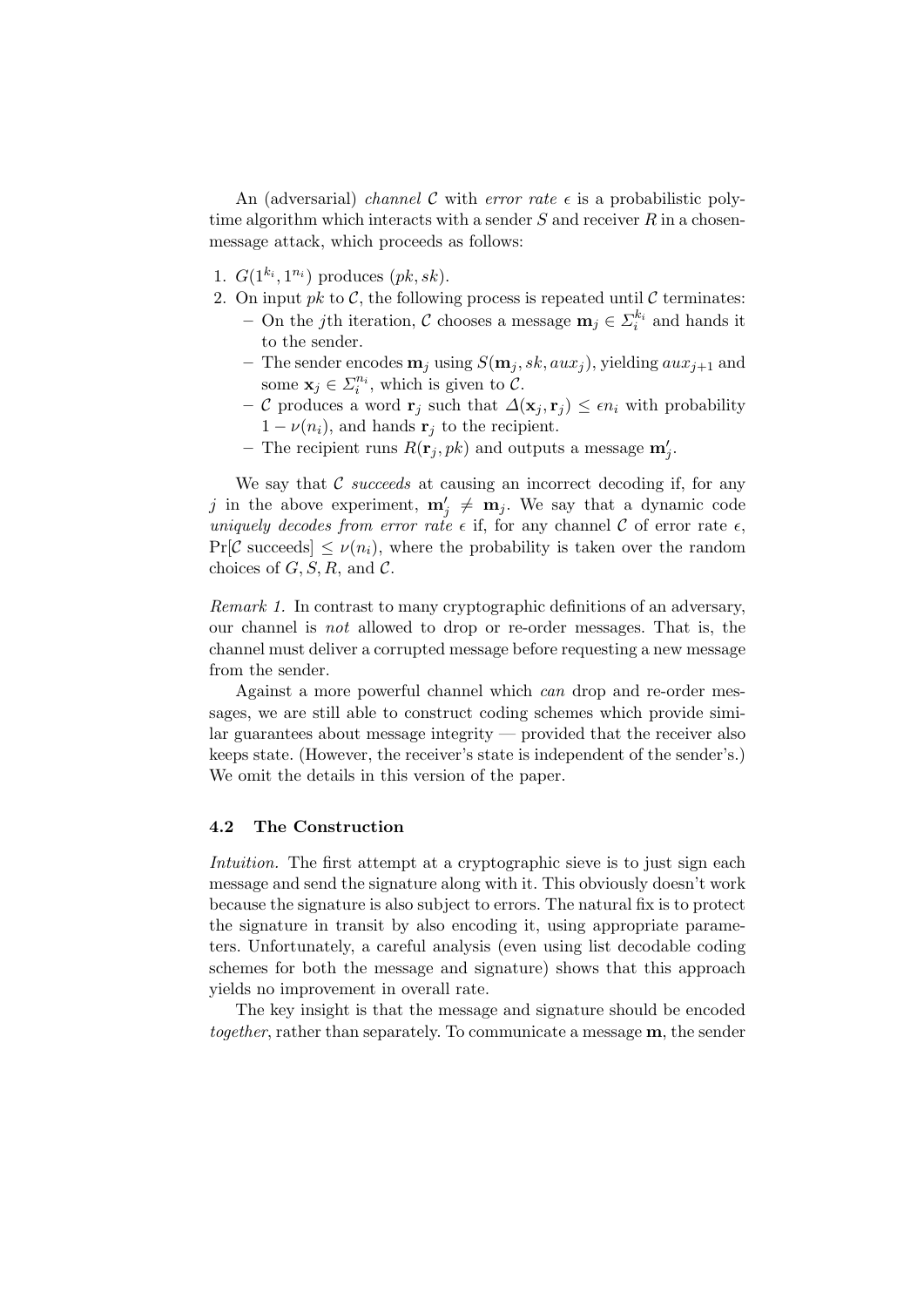An (adversarial) *channel* $\mathcal{C}$ with *error rate* $\epsilon$ is a probabilistic poly-time algorithm which interacts with a sender $S$ and receiver $R$ in a chosen-message attack, which proceeds as follows:

1. $G(1^{k_i}, 1^{n_i})$ produces $(pk, sk)$.
2. On input $pk$ to $\mathcal{C}$, the following process is repeated until $\mathcal{C}$ terminates:
   - On the $j$th iteration, $\mathcal{C}$ chooses a message $\mathbf{m}_j \in \Sigma_i^{k_i}$ and hands it to the sender.
   - The sender encodes $\mathbf{m}_j$ using $S(\mathbf{m}_j, sk, aux_j)$, yielding $aux_{j+1}$ and some $\mathbf{x}_j \in \Sigma_i^{n_i}$, which is given to $\mathcal{C}$.
   - $\mathcal{C}$ produces a word $\mathbf{r}_j$ such that $\Delta(\mathbf{x}_j, \mathbf{r}_j) \leq \epsilon n_i$ with probability $1 - \nu(n_i)$, and hands $\mathbf{r}_j$ to the recipient.
   - The recipient runs $R(\mathbf{r}_j, pk)$ and outputs a message $\mathbf{m}'_j$.

We say that $\mathcal{C}$ *succeeds* at causing an incorrect decoding if, for any $j$ in the above experiment, $\mathbf{m}'_j \neq \mathbf{m}_j$. We say that a dynamic code *uniquely decodes from error rate* $\epsilon$ if, for any channel $\mathcal{C}$ of error rate $\epsilon$, $\Pr[\mathcal{C} \text{ succeeds}] \leq \nu(n_i)$, where the probability is taken over the random choices of $G, S, R$, and $\mathcal{C}$.

*Remark 1.* In contrast to many cryptographic definitions of an adversary, our channel is *not* allowed to drop or re-order messages. That is, the channel must deliver a corrupted message before requesting a new message from the sender.

Against a more powerful channel which *can* drop and re-order messages, we are still able to construct coding schemes which provide similar guarantees about message integrity — provided that the receiver also keeps state. (However, the receiver's state is independent of the sender's.) We omit the details in this version of the paper.

### 4.2 The Construction

*Intuition.* The first attempt at a cryptographic sieve is to just sign each message and send the signature along with it. This obviously doesn't work because the signature is also subject to errors. The natural fix is to protect the signature in transit by also encoding it, using appropriate parameters. Unfortunately, a careful analysis (even using list decodable coding schemes for both the message and signature) shows that this approach yields no improvement in overall rate.

The key insight is that the message and signature should be encoded *together*, rather than separately. To communicate a message $\mathbf{m}$, the sender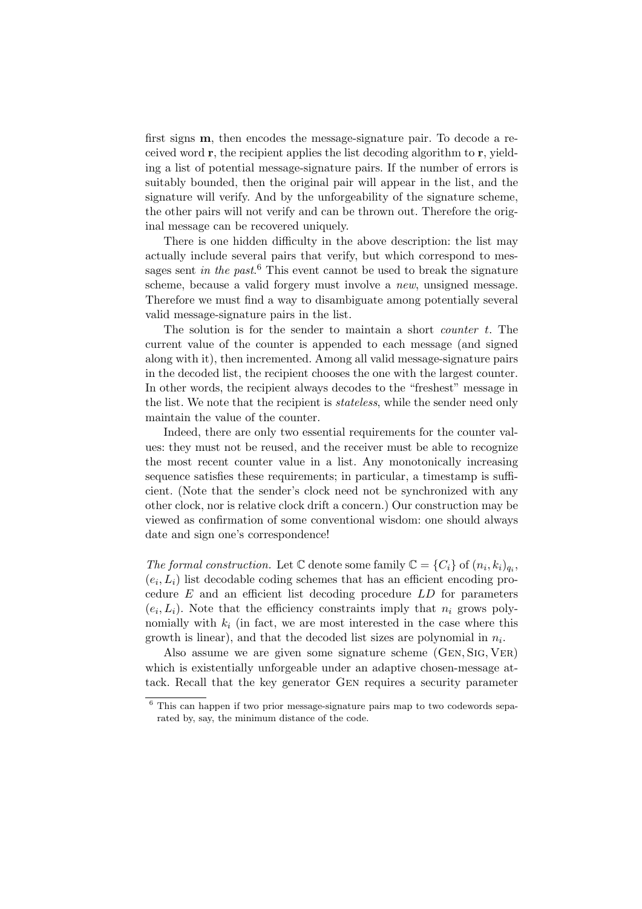first signs $\mathbf{m}$, then encodes the message-signature pair. To decode a received word $\mathbf{r}$, the recipient applies the list decoding algorithm to $\mathbf{r}$, yielding a list of potential message-signature pairs. If the number of errors is suitably bounded, then the original pair will appear in the list, and the signature will verify. And by the unforgeability of the signature scheme, the other pairs will not verify and can be thrown out. Therefore the original message can be recovered uniquely.

There is one hidden difficulty in the above description: the list may actually include several pairs that verify, but which correspond to messages sent *in the past*.[6] This event cannot be used to break the signature scheme, because a valid forgery must involve a *new*, unsigned message. Therefore we must find a way to disambiguate among potentially several valid message-signature pairs in the list.

The solution is for the sender to maintain a short *counter* $t$. The current value of the counter is appended to each message (and signed along with it), then incremented. Among all valid message-signature pairs in the decoded list, the recipient chooses the one with the largest counter. In other words, the recipient always decodes to the "freshest" message in the list. We note that the recipient is *stateless*, while the sender need only maintain the value of the counter.

Indeed, there are only two essential requirements for the counter values: they must not be reused, and the receiver must be able to recognize the most recent counter value in a list. Any monotonically increasing sequence satisfies these requirements; in particular, a timestamp is sufficient. (Note that the sender's clock need not be synchronized with any other clock, nor is relative clock drift a concern.) Our construction may be viewed as confirmation of some conventional wisdom: one should always date and sign one's correspondence!

*The formal construction.* Let $\mathbb{C}$ denote some family $\mathbb{C} = \{C_i\}$ of $(n_i, k_i)_{q_i}$, $(e_i, L_i)$ list decodable coding schemes that has an efficient encoding procedure $E$ and an efficient list decoding procedure $LD$ for parameters $(e_i, L_i)$. Note that the efficiency constraints imply that $n_i$ grows polynomially with $k_i$ (in fact, we are most interested in the case where this growth is linear), and that the decoded list sizes are polynomial in $n_i$.

Also assume we are given some signature scheme (Gen, Sig, Ver) which is existentially unforgeable under an adaptive chosen-message attack. Recall that the key generator Gen requires a security parameter

[6] This can happen if two prior message-signature pairs map to two codewords separated by, say, the minimum distance of the code.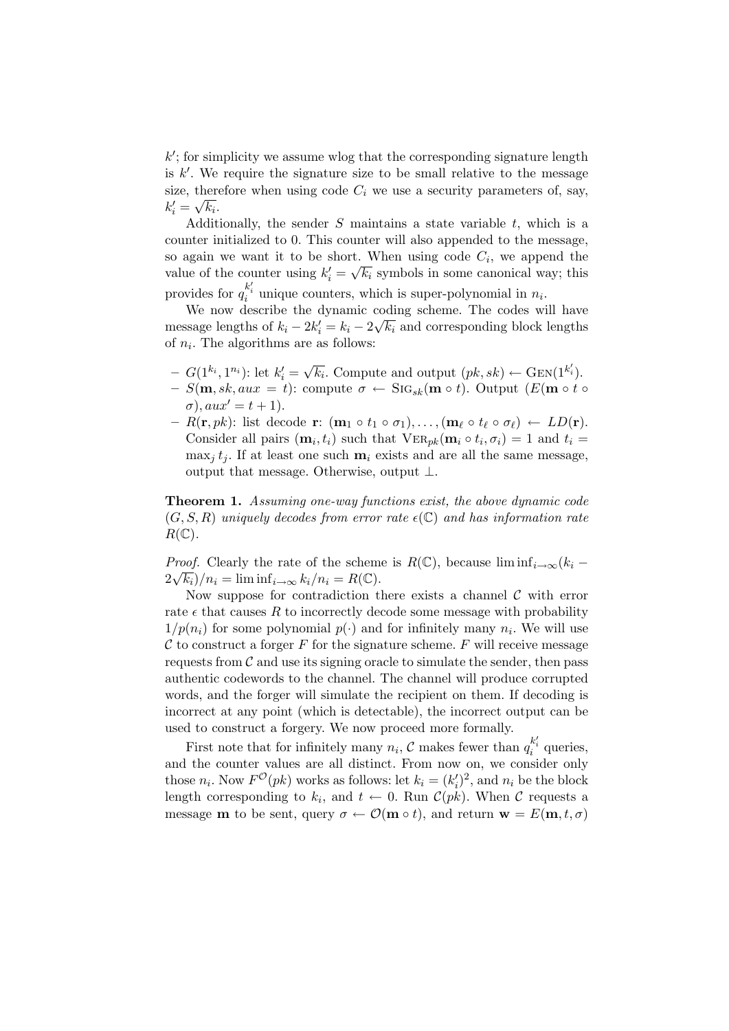$k'$; for simplicity we assume wlog that the corresponding signature length is $k'$. We require the signature size to be small relative to the message size, therefore when using code $C_i$ we use a security parameters of, say, $k'_i = \sqrt{k_i}$.

Additionally, the sender $S$ maintains a state variable $t$, which is a counter initialized to 0. This counter will also appended to the message, so again we want it to be short. When using code $C_i$, we append the value of the counter using $k'_i = \sqrt{k_i}$ symbols in some canonical way; this provides for $q_i^{k'_i}$ unique counters, which is super-polynomial in $n_i$.

We now describe the dynamic coding scheme. The codes will have message lengths of $k_i - 2k'_i = k_i - 2\sqrt{k_i}$ and corresponding block lengths of $n_i$. The algorithms are as follows:

- $G(1^{k_i}, 1^{n_i})$: let $k'_i = \sqrt{k_i}$. Compute and output $(pk, sk) \leftarrow \text{Gen}(1^{k'_i})$.
- $S(\mathbf{m}, sk, aux = t)$: compute $\sigma \leftarrow \text{Sig}_{sk}(\mathbf{m} \circ t)$. Output $(E(\mathbf{m} \circ t \circ \sigma), aux' = t + 1)$.
- $R(\mathbf{r}, pk)$: list decode $\mathbf{r}$: $(\mathbf{m}_1 \circ t_1 \circ \sigma_1), \ldots, (\mathbf{m}_\ell \circ t_\ell \circ \sigma_\ell) \leftarrow LD(\mathbf{r})$. Consider all pairs $(\mathbf{m}_i, t_i)$ such that $\text{Ver}_{pk}(\mathbf{m}_i \circ t_i, \sigma_i) = 1$ and $t_i = \max_j t_j$. If at least one such $\mathbf{m}_i$ exists and are all the same message, output that message. Otherwise, output $\perp$.

**Theorem 1.** *Assuming one-way functions exist, the above dynamic code $(G, S, R)$ uniquely decodes from error rate $\epsilon(\mathbb{C})$ and has information rate $R(\mathbb{C})$.*

*Proof.* Clearly the rate of the scheme is $R(\mathbb{C})$, because $\liminf_{i\to\infty}(k_i - 2\sqrt{k_i})/n_i = \liminf_{i\to\infty} k_i/n_i = R(\mathbb{C})$.

Now suppose for contradiction there exists a channel $\mathcal{C}$ with error rate $\epsilon$ that causes $R$ to incorrectly decode some message with probability $1/p(n_i)$ for some polynomial $p(\cdot)$ and for infinitely many $n_i$. We will use $\mathcal{C}$ to construct a forger $F$ for the signature scheme. $F$ will receive message requests from $\mathcal{C}$ and use its signing oracle to simulate the sender, then pass authentic codewords to the channel. The channel will produce corrupted words, and the forger will simulate the recipient on them. If decoding is incorrect at any point (which is detectable), the incorrect output can be used to construct a forgery. We now proceed more formally.

First note that for infinitely many $n_i$, $\mathcal{C}$ makes fewer than $q_i^{k'_i}$ queries, and the counter values are all distinct. From now on, we consider only those $n_i$. Now $F^{\mathcal{O}}(pk)$ works as follows: let $k_i = (k'_i)^2$, and $n_i$ be the block length corresponding to $k_i$, and $t \leftarrow 0$. Run $\mathcal{C}(pk)$. When $\mathcal{C}$ requests a message $\mathbf{m}$ to be sent, query $\sigma \leftarrow \mathcal{O}(\mathbf{m} \circ t)$, and return $\mathbf{w} = E(\mathbf{m}, t, \sigma)$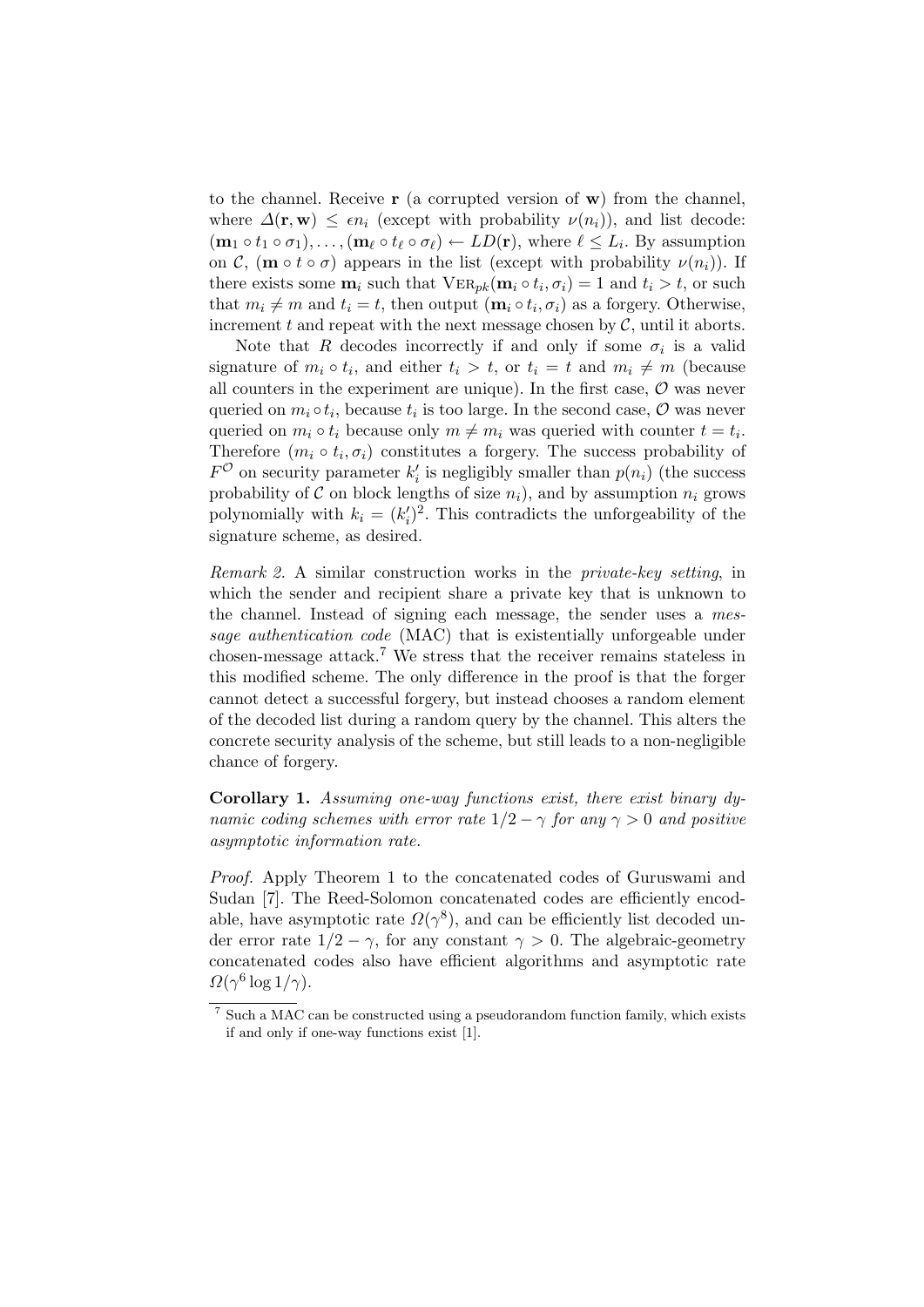to the channel. Receive $\mathbf{r}$ (a corrupted version of $\mathbf{w}$) from the channel, where $\Delta(\mathbf{r}, \mathbf{w}) \leq \epsilon n_i$ (except with probability $\nu(n_i)$), and list decode: $(\mathbf{m}_1 \circ t_1 \circ \sigma_1), \ldots, (\mathbf{m}_\ell \circ t_\ell \circ \sigma_\ell) \leftarrow LD(\mathbf{r})$, where $\ell \leq L_i$. By assumption on $\mathcal{C}$, $(\mathbf{m} \circ t \circ \sigma)$ appears in the list (except with probability $\nu(n_i)$). If there exists some $\mathbf{m}_i$ such that $\mathrm{VER}_{pk}(\mathbf{m}_i \circ t_i, \sigma_i) = 1$ and $t_i > t$, or such that $m_i \neq m$ and $t_i = t$, then output $(\mathbf{m}_i \circ t_i, \sigma_i)$ as a forgery. Otherwise, increment $t$ and repeat with the next message chosen by $\mathcal{C}$, until it aborts.

Note that $R$ decodes incorrectly if and only if some $\sigma_i$ is a valid signature of $m_i \circ t_i$, and either $t_i > t$, or $t_i = t$ and $m_i \neq m$ (because all counters in the experiment are unique). In the first case, $\mathcal{O}$ was never queried on $m_i \circ t_i$, because $t_i$ is too large. In the second case, $\mathcal{O}$ was never queried on $m_i \circ t_i$ because only $m \neq m_i$ was queried with counter $t = t_i$. Therefore $(m_i \circ t_i, \sigma_i)$ constitutes a forgery. The success probability of $F^{\mathcal{O}}$ on security parameter $k'_i$ is negligibly smaller than $p(n_i)$ (the success probability of $\mathcal{C}$ on block lengths of size $n_i$), and by assumption $n_i$ grows polynomially with $k_i = (k'_i)^2$. This contradicts the unforgeability of the signature scheme, as desired.

*Remark 2.* A similar construction works in the *private-key setting*, in which the sender and recipient share a private key that is unknown to the channel. Instead of signing each message, the sender uses a *message authentication code* (MAC) that is existentially unforgeable under chosen-message attack.[7] We stress that the receiver remains stateless in this modified scheme. The only difference in the proof is that the forger cannot detect a successful forgery, but instead chooses a random element of the decoded list during a random query by the channel. This alters the concrete security analysis of the scheme, but still leads to a non-negligible chance of forgery.

**Corollary 1.** *Assuming one-way functions exist, there exist binary dynamic coding schemes with error rate $1/2 - \gamma$ for any $\gamma > 0$ and positive asymptotic information rate.*

*Proof.* Apply Theorem 1 to the concatenated codes of Guruswami and Sudan [7]. The Reed-Solomon concatenated codes are efficiently encodable, have asymptotic rate $\Omega(\gamma^8)$, and can be efficiently list decoded under error rate $1/2 - \gamma$, for any constant $\gamma > 0$. The algebraic-geometry concatenated codes also have efficient algorithms and asymptotic rate $\Omega(\gamma^6 \log 1/\gamma)$.

[7] Such a MAC can be constructed using a pseudorandom function family, which exists if and only if one-way functions exist [1].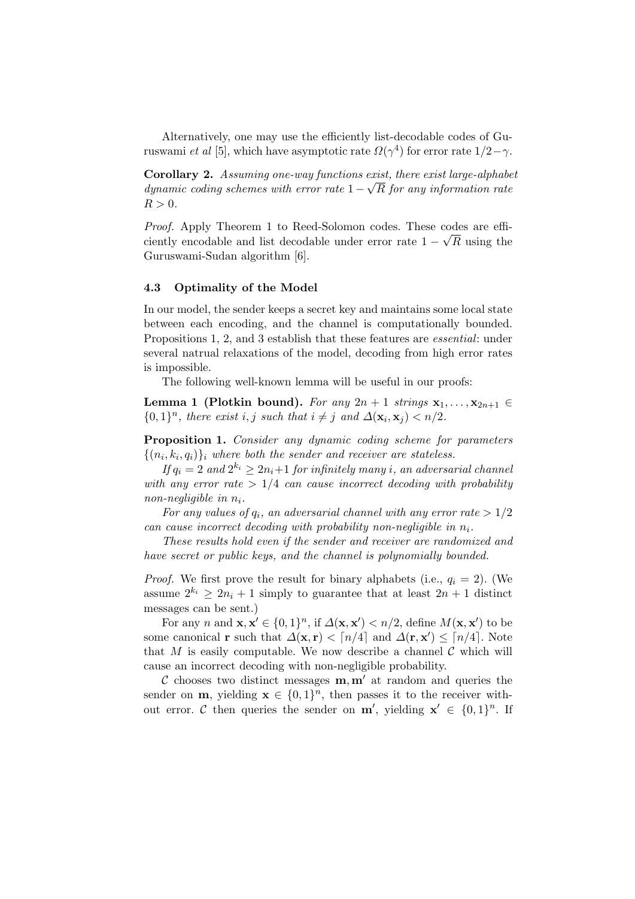Alternatively, one may use the efficiently list-decodable codes of Guruswami *et al* [5], which have asymptotic rate $\Omega(\gamma^4)$ for error rate $1/2-\gamma$.

**Corollary 2.** *Assuming one-way functions exist, there exist large-alphabet dynamic coding schemes with error rate $1-\sqrt{R}$ for any information rate $R > 0$.*

*Proof.* Apply Theorem 1 to Reed-Solomon codes. These codes are efficiently encodable and list decodable under error rate $1-\sqrt{R}$ using the Guruswami-Sudan algorithm [6].

### 4.3 Optimality of the Model

In our model, the sender keeps a secret key and maintains some local state between each encoding, and the channel is computationally bounded. Propositions 1, 2, and 3 establish that these features are *essential*: under several natrual relaxations of the model, decoding from high error rates is impossible.

The following well-known lemma will be useful in our proofs:

**Lemma 1 (Plotkin bound).** *For any $2n+1$ strings $\mathbf{x}_1, \ldots, \mathbf{x}_{2n+1} \in \{0,1\}^n$, there exist $i, j$ such that $i \neq j$ and $\Delta(\mathbf{x}_i, \mathbf{x}_j) < n/2$.*

**Proposition 1.** *Consider any dynamic coding scheme for parameters $\{(n_i, k_i, q_i)\}_i$ where both the sender and receiver are stateless.*

*If $q_i = 2$ and $2^{k_i} \geq 2n_i+1$ for infinitely many $i$, an adversarial channel with any error rate $> 1/4$ can cause incorrect decoding with probability non-negligible in $n_i$.*

*For any values of $q_i$, an adversarial channel with any error rate $> 1/2$ can cause incorrect decoding with probability non-negligible in $n_i$.*

*These results hold even if the sender and receiver are randomized and have secret or public keys, and the channel is polynomially bounded.*

*Proof.* We first prove the result for binary alphabets (i.e., $q_i = 2$). (We assume $2^{k_i} \geq 2n_i + 1$ simply to guarantee that at least $2n+1$ distinct messages can be sent.)

For any $n$ and $\mathbf{x}, \mathbf{x}' \in \{0,1\}^n$, if $\Delta(\mathbf{x}, \mathbf{x}') < n/2$, define $M(\mathbf{x}, \mathbf{x}')$ to be some canonical $\mathbf{r}$ such that $\Delta(\mathbf{x}, \mathbf{r}) < \lceil n/4 \rceil$ and $\Delta(\mathbf{r}, \mathbf{x}') \leq \lceil n/4 \rceil$. Note that $M$ is easily computable. We now describe a channel $\mathcal{C}$ which will cause an incorrect decoding with non-negligible probability.

$\mathcal{C}$ chooses two distinct messages $\mathbf{m}, \mathbf{m}'$ at random and queries the sender on $\mathbf{m}$, yielding $\mathbf{x} \in \{0,1\}^n$, then passes it to the receiver without error. $\mathcal{C}$ then queries the sender on $\mathbf{m}'$, yielding $\mathbf{x}' \in \{0,1\}^n$. If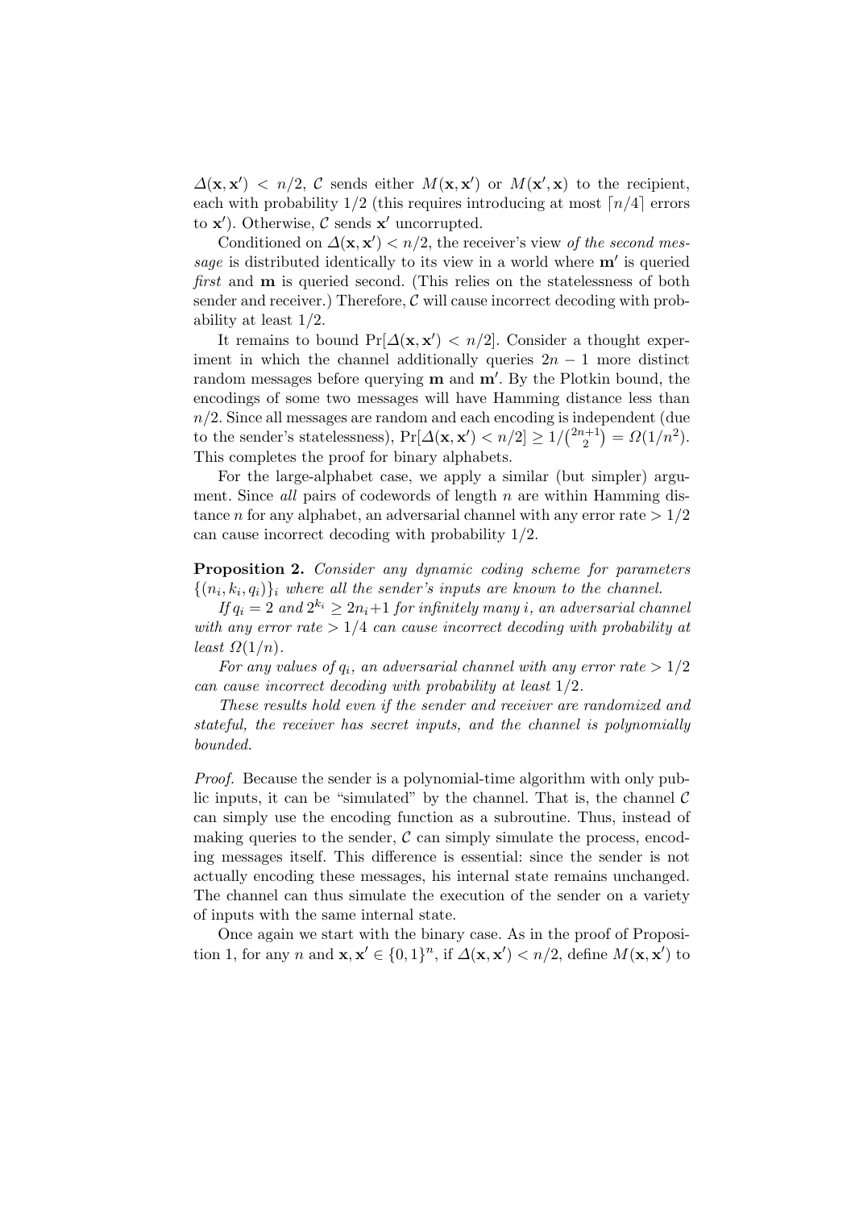$\Delta(\mathbf{x}, \mathbf{x}') < n/2$, $\mathcal{C}$ sends either $M(\mathbf{x}, \mathbf{x}')$ or $M(\mathbf{x}', \mathbf{x})$ to the recipient, each with probability $1/2$ (this requires introducing at most $\lceil n/4 \rceil$ errors to $\mathbf{x}'$). Otherwise, $\mathcal{C}$ sends $\mathbf{x}'$ uncorrupted.

Conditioned on $\Delta(\mathbf{x}, \mathbf{x}') < n/2$, the receiver's view *of the second message* is distributed identically to its view in a world where $\mathbf{m}'$ is queried *first* and $\mathbf{m}$ is queried second. (This relies on the statelessness of both sender and receiver.) Therefore, $\mathcal{C}$ will cause incorrect decoding with probability at least $1/2$.

It remains to bound $\Pr[\Delta(\mathbf{x}, \mathbf{x}') < n/2]$. Consider a thought experiment in which the channel additionally queries $2n - 1$ more distinct random messages before querying $\mathbf{m}$ and $\mathbf{m}'$. By the Plotkin bound, the encodings of some two messages will have Hamming distance less than $n/2$. Since all messages are random and each encoding is independent (due to the sender's statelessness), $\Pr[\Delta(\mathbf{x}, \mathbf{x}') < n/2] \geq 1/\binom{2n+1}{2} = \Omega(1/n^2)$. This completes the proof for binary alphabets.

For the large-alphabet case, we apply a similar (but simpler) argument. Since *all* pairs of codewords of length $n$ are within Hamming distance $n$ for any alphabet, an adversarial channel with any error rate $> 1/2$ can cause incorrect decoding with probability $1/2$.

**Proposition 2.** *Consider any dynamic coding scheme for parameters $\{(n_i, k_i, q_i)\}_i$ where all the sender's inputs are known to the channel.*

*If $q_i = 2$ and $2^{k_i} \geq 2n_i + 1$ for infinitely many $i$, an adversarial channel with any error rate $> 1/4$ can cause incorrect decoding with probability at least $\Omega(1/n)$.*

*For any values of $q_i$, an adversarial channel with any error rate $> 1/2$ can cause incorrect decoding with probability at least $1/2$.*

*These results hold even if the sender and receiver are randomized and stateful, the receiver has secret inputs, and the channel is polynomially bounded.*

*Proof.* Because the sender is a polynomial-time algorithm with only public inputs, it can be "simulated" by the channel. That is, the channel $\mathcal{C}$ can simply use the encoding function as a subroutine. Thus, instead of making queries to the sender, $\mathcal{C}$ can simply simulate the process, encoding messages itself. This difference is essential: since the sender is not actually encoding these messages, his internal state remains unchanged. The channel can thus simulate the execution of the sender on a variety of inputs with the same internal state.

Once again we start with the binary case. As in the proof of Proposition 1, for any $n$ and $\mathbf{x}, \mathbf{x}' \in \{0, 1\}^n$, if $\Delta(\mathbf{x}, \mathbf{x}') < n/2$, define $M(\mathbf{x}, \mathbf{x}')$ to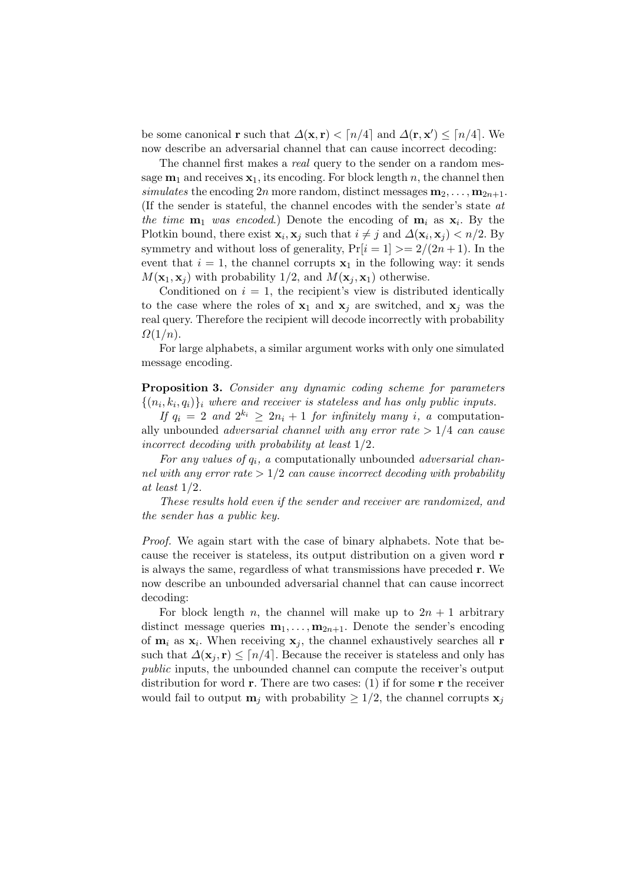be some canonical $\mathbf{r}$ such that $\Delta(\mathbf{x}, \mathbf{r}) < \lceil n/4 \rceil$ and $\Delta(\mathbf{r}, \mathbf{x}') \leq \lceil n/4 \rceil$. We now describe an adversarial channel that can cause incorrect decoding:

The channel first makes a *real* query to the sender on a random message $\mathbf{m}_1$ and receives $\mathbf{x}_1$, its encoding. For block length $n$, the channel then *simulates* the encoding $2n$ more random, distinct messages $\mathbf{m}_2, \ldots, \mathbf{m}_{2n+1}$. (If the sender is stateful, the channel encodes with the sender's state *at the time* $\mathbf{m}_1$ *was encoded*.) Denote the encoding of $\mathbf{m}_i$ as $\mathbf{x}_i$. By the Plotkin bound, there exist $\mathbf{x}_i, \mathbf{x}_j$ such that $i \neq j$ and $\Delta(\mathbf{x}_i, \mathbf{x}_j) < n/2$. By symmetry and without loss of generality, $\Pr[i = 1] >= 2/(2n + 1)$. In the event that $i = 1$, the channel corrupts $\mathbf{x}_1$ in the following way: it sends $M(\mathbf{x}_1, \mathbf{x}_j)$ with probability $1/2$, and $M(\mathbf{x}_j, \mathbf{x}_1)$ otherwise.

Conditioned on $i = 1$, the recipient's view is distributed identically to the case where the roles of $\mathbf{x}_1$ and $\mathbf{x}_j$ are switched, and $\mathbf{x}_j$ was the real query. Therefore the recipient will decode incorrectly with probability $\Omega(1/n)$.

For large alphabets, a similar argument works with only one simulated message encoding.

**Proposition 3.** *Consider any dynamic coding scheme for parameters* $\{(n_i, k_i, q_i)\}_i$ *where and receiver is stateless and has only public inputs.*

*If* $q_i = 2$ *and* $2^{k_i} \geq 2n_i + 1$ *for infinitely many* $i$*, a* computationally unbounded *adversarial channel with any error rate* $> 1/4$ *can cause incorrect decoding with probability at least* $1/2$*.*

*For any values of* $q_i$*, a* computationally unbounded *adversarial channel with any error rate* $> 1/2$ *can cause incorrect decoding with probability at least* $1/2$*.*

*These results hold even if the sender and receiver are randomized, and the sender has a public key.*

*Proof.* We again start with the case of binary alphabets. Note that because the receiver is stateless, its output distribution on a given word $\mathbf{r}$ is always the same, regardless of what transmissions have preceded $\mathbf{r}$. We now describe an unbounded adversarial channel that can cause incorrect decoding:

For block length $n$, the channel will make up to $2n + 1$ arbitrary distinct message queries $\mathbf{m}_1, \ldots, \mathbf{m}_{2n+1}$. Denote the sender's encoding of $\mathbf{m}_i$ as $\mathbf{x}_i$. When receiving $\mathbf{x}_j$, the channel exhaustively searches all $\mathbf{r}$ such that $\Delta(\mathbf{x}_j, \mathbf{r}) \leq \lceil n/4 \rceil$. Because the receiver is stateless and only has *public* inputs, the unbounded channel can compute the receiver's output distribution for word $\mathbf{r}$. There are two cases: (1) if for some $\mathbf{r}$ the receiver would fail to output $\mathbf{m}_j$ with probability $\geq 1/2$, the channel corrupts $\mathbf{x}_j$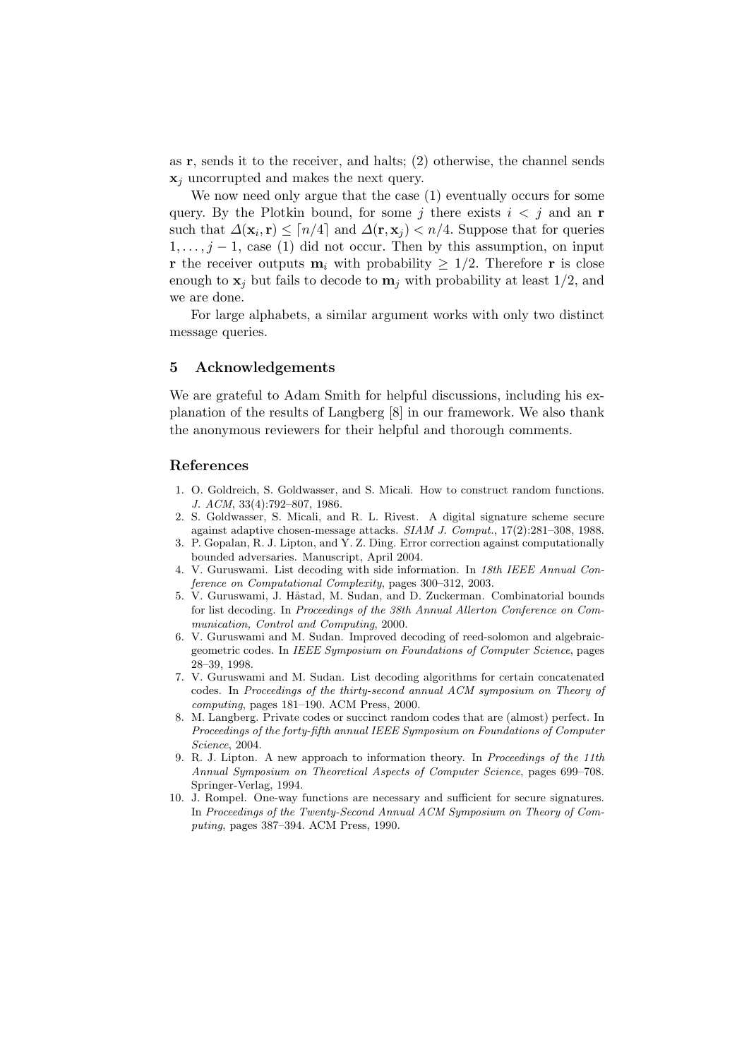as $\mathbf{r}$, sends it to the receiver, and halts; (2) otherwise, the channel sends $\mathbf{x}_j$ uncorrupted and makes the next query.

We now need only argue that the case (1) eventually occurs for some query. By the Plotkin bound, for some $j$ there exists $i < j$ and an $\mathbf{r}$ such that $\Delta(\mathbf{x}_i, \mathbf{r}) \leq \lceil n/4 \rceil$ and $\Delta(\mathbf{r}, \mathbf{x}_j) < n/4$. Suppose that for queries $1, \ldots, j-1$, case (1) did not occur. Then by this assumption, on input $\mathbf{r}$ the receiver outputs $\mathbf{m}_i$ with probability $\geq 1/2$. Therefore $\mathbf{r}$ is close enough to $\mathbf{x}_j$ but fails to decode to $\mathbf{m}_j$ with probability at least $1/2$, and we are done.

For large alphabets, a similar argument works with only two distinct message queries.

## 5 Acknowledgements

We are grateful to Adam Smith for helpful discussions, including his explanation of the results of Langberg [8] in our framework. We also thank the anonymous reviewers for their helpful and thorough comments.

## References

1. O. Goldreich, S. Goldwasser, and S. Micali. How to construct random functions. *J. ACM*, 33(4):792–807, 1986.
2. S. Goldwasser, S. Micali, and R. L. Rivest. A digital signature scheme secure against adaptive chosen-message attacks. *SIAM J. Comput.*, 17(2):281–308, 1988.
3. P. Gopalan, R. J. Lipton, and Y. Z. Ding. Error correction against computationally bounded adversaries. Manuscript, April 2004.
4. V. Guruswami. List decoding with side information. In *18th IEEE Annual Conference on Computational Complexity*, pages 300–312, 2003.
5. V. Guruswami, J. Håstad, M. Sudan, and D. Zuckerman. Combinatorial bounds for list decoding. In *Proceedings of the 38th Annual Allerton Conference on Communication, Control and Computing*, 2000.
6. V. Guruswami and M. Sudan. Improved decoding of reed-solomon and algebraic-geometric codes. In *IEEE Symposium on Foundations of Computer Science*, pages 28–39, 1998.
7. V. Guruswami and M. Sudan. List decoding algorithms for certain concatenated codes. In *Proceedings of the thirty-second annual ACM symposium on Theory of computing*, pages 181–190. ACM Press, 2000.
8. M. Langberg. Private codes or succinct random codes that are (almost) perfect. In *Proceedings of the forty-fifth annual IEEE Symposium on Foundations of Computer Science*, 2004.
9. R. J. Lipton. A new approach to information theory. In *Proceedings of the 11th Annual Symposium on Theoretical Aspects of Computer Science*, pages 699–708. Springer-Verlag, 1994.
10. J. Rompel. One-way functions are necessary and sufficient for secure signatures. In *Proceedings of the Twenty-Second Annual ACM Symposium on Theory of Computing*, pages 387–394. ACM Press, 1990.